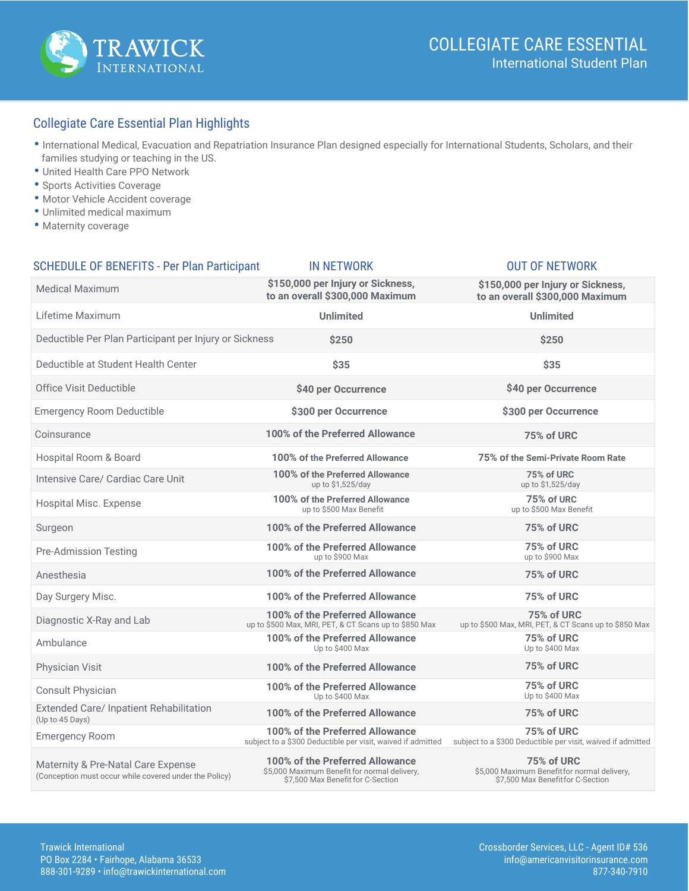# COLLEGIATE CARE ESSENTIAL
## International Student Plan

## Collegiate Care Essential Plan Highlights

- International Medical, Evacuation and Repatriation Insurance Plan designed especially for International Students, Scholars, and their families studying or teaching in the US.
- United Health Care PPO Network
- Sports Activities Coverage
- Motor Vehicle Accident coverage
- Unlimited medical maximum
- Maternity coverage

| SCHEDULE OF BENEFITS - Per Plan Participant | IN NETWORK | OUT OF NETWORK |
|---|---|---|
| Medical Maximum | **$150,000 per Injury or Sickness, to an overall $300,000 Maximum** | **$150,000 per Injury or Sickness, to an overall $300,000 Maximum** |
| Lifetime Maximum | **Unlimited** | **Unlimited** |
| Deductible Per Plan Participant per Injury or Sickness | **$250** | **$250** |
| Deductible at Student Health Center | **$35** | **$35** |
| Office Visit Deductible | **$40 per Occurrence** | **$40 per Occurrence** |
| Emergency Room Deductible | **$300 per Occurrence** | **$300 per Occurrence** |
| Coinsurance | **100% of the Preferred Allowance** | **75% of URC** |
| Hospital Room & Board | **100% of the Preferred Allowance** | **75% of the Semi-Private Room Rate** |
| Intensive Care/ Cardiac Care Unit | **100% of the Preferred Allowance** up to $1,525/day | **75% of URC** up to $1,525/day |
| Hospital Misc. Expense | **100% of the Preferred Allowance** up to $500 Max Benefit | **75% of URC** up to $500 Max Benefit |
| Surgeon | **100% of the Preferred Allowance** | **75% of URC** |
| Pre-Admission Testing | **100% of the Preferred Allowance** up to $900 Max | **75% of URC** up to $900 Max |
| Anesthesia | **100% of the Preferred Allowance** | **75% of URC** |
| Day Surgery Misc. | **100% of the Preferred Allowance** | **75% of URC** |
| Diagnostic X-Ray and Lab | **100% of the Preferred Allowance** up to $500 Max, MRI, PET, & CT Scans up to $850 Max | **75% of URC** up to $500 Max, MRI, PET, & CT Scans up to $850 Max |
| Ambulance | **100% of the Preferred Allowance** Up to $400 Max | **75% of URC** Up to $400 Max |
| Physician Visit | **100% of the Preferred Allowance** | **75% of URC** |
| Consult Physician | **100% of the Preferred Allowance** Up to $400 Max | **75% of URC** Up to $400 Max |
| Extended Care/ Inpatient Rehabilitation (Up to 45 Days) | **100% of the Preferred Allowance** | **75% of URC** |
| Emergency Room | **100% of the Preferred Allowance** subject to a $300 Deductible per visit, waived if admitted | **75% of URC** subject to a $300 Deductible per visit, waived if admitted |
| Maternity & Pre-Natal Care Expense (Conception must occur while covered under the Policy) | **100% of the Preferred Allowance** $5,000 Maximum Benefit for normal delivery, $7,500 Max Benefit for C-Section | **75% of URC** $5,000 Maximum Benefit for normal delivery, $7,500 Max Benefit for C-Section |

Trawick International
PO Box 2284 • Fairhope, Alabama 36533
888-301-9289 • info@trawickinternational.com

Crossborder Services, LLC - Agent ID# 536
info@americanvisitorinsurance.com
877-340-7910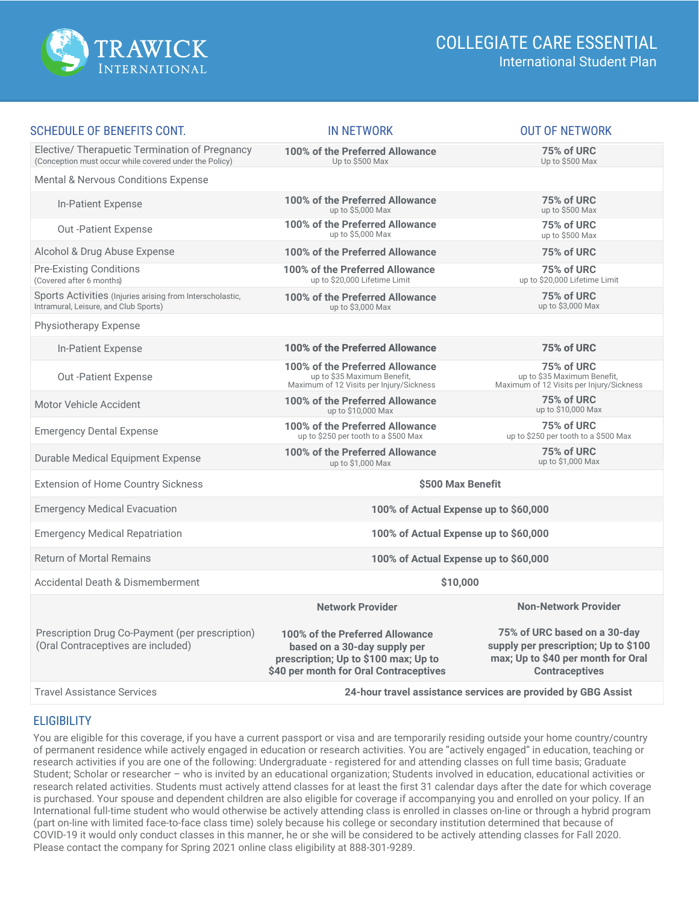# COLLEGIATE CARE ESSENTIAL

## International Student Plan

| SCHEDULE OF BENEFITS CONT. | IN NETWORK | OUT OF NETWORK |
|---|---|---|
| Elective/ Therapuetic Termination of Pregnancy (Conception must occur while covered under the Policy) | **100% of the Preferred Allowance** Up to $500 Max | **75% of URC** Up to $500 Max |
| Mental & Nervous Conditions Expense | | |
| In-Patient Expense | **100% of the Preferred Allowance** up to $5,000 Max | **75% of URC** up to $500 Max |
| Out -Patient Expense | **100% of the Preferred Allowance** up to $5,000 Max | **75% of URC** up to $500 Max |
| Alcohol & Drug Abuse Expense | **100% of the Preferred Allowance** | **75% of URC** |
| Pre-Existing Conditions (Covered after 6 months) | **100% of the Preferred Allowance** up to $20,000 Lifetime Limit | **75% of URC** up to $20,000 Lifetime Limit |
| Sports Activities (Injuries arising from Interscholastic, Intramural, Leisure, and Club Sports) | **100% of the Preferred Allowance** up to $3,000 Max | **75% of URC** up to $3,000 Max |
| Physiotherapy Expense | | |
| In-Patient Expense | **100% of the Preferred Allowance** | **75% of URC** |
| Out -Patient Expense | **100% of the Preferred Allowance** up to $35 Maximum Benefit, Maximum of 12 Visits per Injury/Sickness | **75% of URC** up to $35 Maximum Benefit, Maximum of 12 Visits per Injury/Sickness |
| Motor Vehicle Accident | **100% of the Preferred Allowance** up to $10,000 Max | **75% of URC** up to $10,000 Max |
| Emergency Dental Expense | **100% of the Preferred Allowance** up to $250 per tooth to a $500 Max | **75% of URC** up to $250 per tooth to a $500 Max |
| Durable Medical Equipment Expense | **100% of the Preferred Allowance** up to $1,000 Max | **75% of URC** up to $1,000 Max |
| Extension of Home Country Sickness | **$500 Max Benefit** | |
| Emergency Medical Evacuation | **100% of Actual Expense up to $60,000** | |
| Emergency Medical Repatriation | **100% of Actual Expense up to $60,000** | |
| Return of Mortal Remains | **100% of Actual Expense up to $60,000** | |
| Accidental Death & Dismemberment | **$10,000** | |
| | **Network Provider** | **Non-Network Provider** |
| Prescription Drug Co-Payment (per prescription) (Oral Contraceptives are included) | **100% of the Preferred Allowance based on a 30-day supply per prescription; Up to $100 max; Up to $40 per month for Oral Contraceptives** | **75% of URC based on a 30-day supply per prescription; Up to $100 max; Up to $40 per month for Oral Contraceptives** |
| Travel Assistance Services | **24-hour travel assistance services are provided by GBG Assist** | |

## ELIGIBILITY

You are eligible for this coverage, if you have a current passport or visa and are temporarily residing outside your home country/country of permanent residence while actively engaged in education or research activities. You are "actively engaged" in education, teaching or research activities if you are one of the following: Undergraduate - registered for and attending classes on full time basis; Graduate Student; Scholar or researcher – who is invited by an educational organization; Students involved in education, educational activities or research related activities. Students must actively attend classes for at least the first 31 calendar days after the date for which coverage is purchased. Your spouse and dependent children are also eligible for coverage if accompanying you and enrolled on your policy. If an International full-time student who would otherwise be actively attending class is enrolled in classes on-line or through a hybrid program (part on-line with limited face-to-face class time) solely because his college or secondary institution determined that because of COVID-19 it would only conduct classes in this manner, he or she will be considered to be actively attending classes for Fall 2020. Please contact the company for Spring 2021 online class eligibility at 888-301-9289.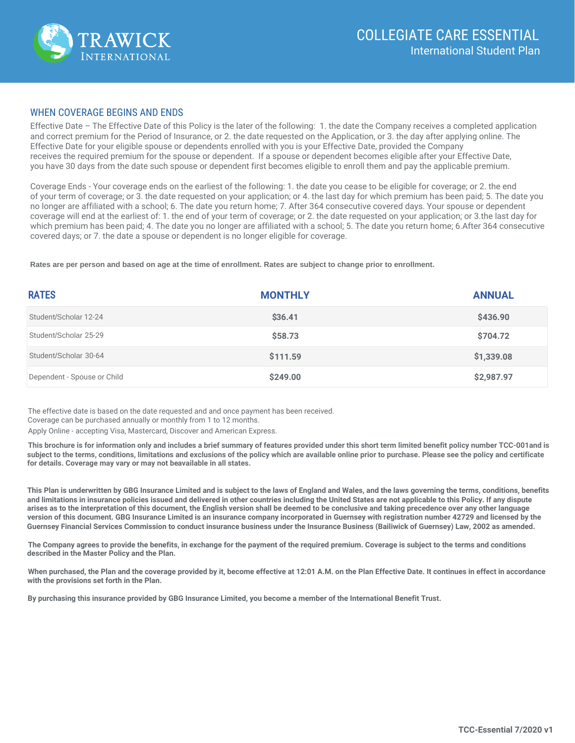# COLLEGIATE CARE ESSENTIAL

International Student Plan

## WHEN COVERAGE BEGINS AND ENDS

Effective Date – The Effective Date of this Policy is the later of the following: 1. the date the Company receives a completed application and correct premium for the Period of Insurance, or 2. the date requested on the Application, or 3. the day after applying online. The Effective Date for your eligible spouse or dependents enrolled with you is your Effective Date, provided the Company receives the required premium for the spouse or dependent. If a spouse or dependent becomes eligible after your Effective Date, you have 30 days from the date such spouse or dependent first becomes eligible to enroll them and pay the applicable premium.

Coverage Ends - Your coverage ends on the earliest of the following: 1. the date you cease to be eligible for coverage; or 2. the end of your term of coverage; or 3. the date requested on your application; or 4. the last day for which premium has been paid; 5. The date you no longer are affiliated with a school; 6. The date you return home; 7. After 364 consecutive covered days. Your spouse or dependent coverage will end at the earliest of: 1. the end of your term of coverage; or 2. the date requested on your application; or 3.the last day for which premium has been paid; 4. The date you no longer are affiliated with a school; 5. The date you return home; 6.After 364 consecutive covered days; or 7. the date a spouse or dependent is no longer eligible for coverage.

**Rates are per person and based on age at the time of enrollment. Rates are subject to change prior to enrollment.**

| RATES | MONTHLY | ANNUAL |
|---|---|---|
| Student/Scholar 12-24 | $36.41 | $436.90 |
| Student/Scholar 25-29 | $58.73 | $704.72 |
| Student/Scholar 30-64 | $111.59 | $1,339.08 |
| Dependent - Spouse or Child | $249.00 | $2,987.97 |

The effective date is based on the date requested and and once payment has been received.
Coverage can be purchased annually or monthly from 1 to 12 months.
Apply Online - accepting Visa, Mastercard, Discover and American Express.

**This brochure is for information only and includes a brief summary of features provided under this short term limited benefit policy number TCC-001and is subject to the terms, conditions, limitations and exclusions of the policy which are available online prior to purchase. Please see the policy and certificate for details. Coverage may vary or may not beavailable in all states.**

**This Plan is underwritten by GBG Insurance Limited and is subject to the laws of England and Wales, and the laws governing the terms, conditions, benefits and limitations in insurance policies issued and delivered in other countries including the United States are not applicable to this Policy. If any dispute arises as to the interpretation of this document, the English version shall be deemed to be conclusive and taking precedence over any other language version of this document. GBG Insurance Limited is an insurance company incorporated in Guernsey with registration number 42729 and licensed by the Guernsey Financial Services Commission to conduct insurance business under the Insurance Business (Bailiwick of Guernsey) Law, 2002 as amended.**

**The Company agrees to provide the benefits, in exchange for the payment of the required premium. Coverage is subject to the terms and conditions described in the Master Policy and the Plan.**

**When purchased, the Plan and the coverage provided by it, become effective at 12:01 A.M. on the Plan Effective Date. It continues in effect in accordance with the provisions set forth in the Plan.**

**By purchasing this insurance provided by GBG Insurance Limited, you become a member of the International Benefit Trust.**

**TCC-Essential 7/2020 v1**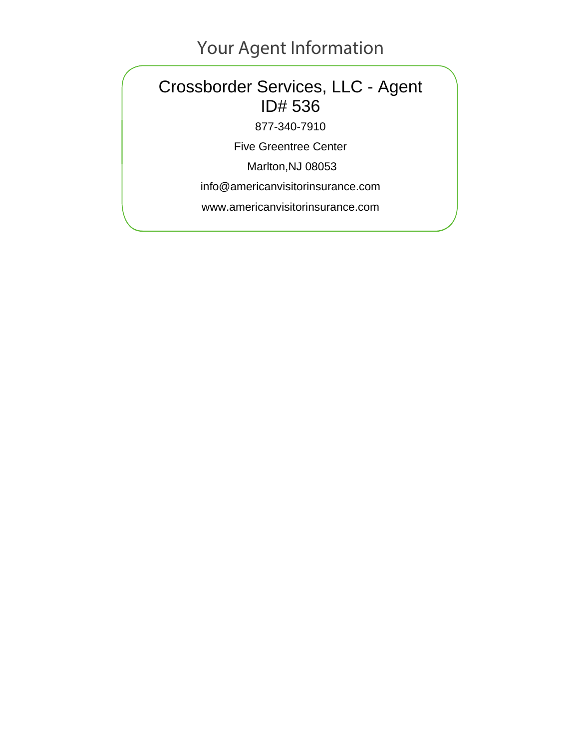# Your Agent Information

## Crossborder Services, LLC - Agent ID# 536

877-340-7910

Five Greentree Center

Marlton,NJ 08053

info@americanvisitorinsurance.com

www.americanvisitorinsurance.com